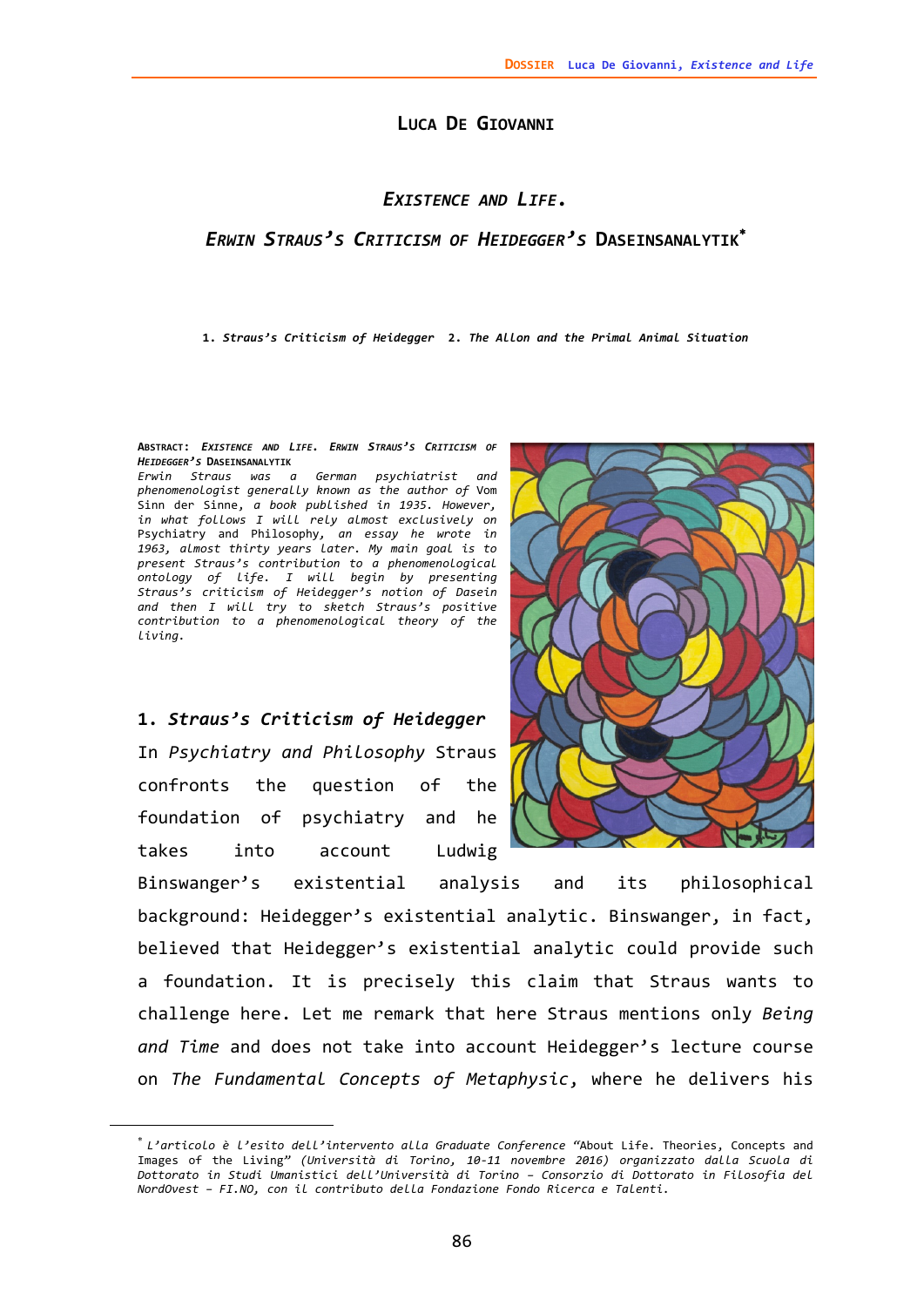# LUCA DE GIOVANNI

## *EXISTENCE AND LIFE.*

## *ERWIN STRAUS'S CRITICISM OF HEIDEGGER'S* DASEINSANALYTIK[*]

1. *Straus's Criticism of Heidegger* 2. *The Allon and the Primal Animal Situation*

**ABSTRACT:** ***EXISTENCE AND LIFE. ERWIN STRAUS'S CRITICISM OF HEIDEGGER'S*** **DASEINSANALYTIK**

*Erwin Straus was a German psychiatrist and phenomenologist generally known as the author of* Vom Sinn der Sinne, *a book published in 1935. However, in what follows I will rely almost exclusively on* Psychiatry and Philosophy, *an essay he wrote in 1963, almost thirty years later. My main goal is to present Straus's contribution to a phenomenological ontology of life. I will begin by presenting Straus's criticism of Heidegger's notion of Dasein and then I will try to sketch Straus's positive contribution to a phenomenological theory of the living.*

### 1. *Straus's Criticism of Heidegger*

In *Psychiatry and Philosophy* Straus confronts the question of the foundation of psychiatry and he takes into account Ludwig Binswanger's existential analysis and its philosophical background: Heidegger's existential analytic. Binswanger, in fact, believed that Heidegger's existential analytic could provide such a foundation. It is precisely this claim that Straus wants to challenge here. Let me remark that here Straus mentions only *Being and Time* and does not take into account Heidegger's lecture course on *The Fundamental Concepts of Metaphysic*, where he delivers his

---

[*] *L'articolo è l'esito dell'intervento alla Graduate Conference "About Life. Theories, Concepts and Images of the Living" (Università di Torino, 10-11 novembre 2016) organizzato dalla Scuola di Dottorato in Studi Umanistici dell'Università di Torino – Consorzio di Dottorato in Filosofia del NordOvest – FI.NO, con il contributo della Fondazione Fondo Ricerca e Talenti.*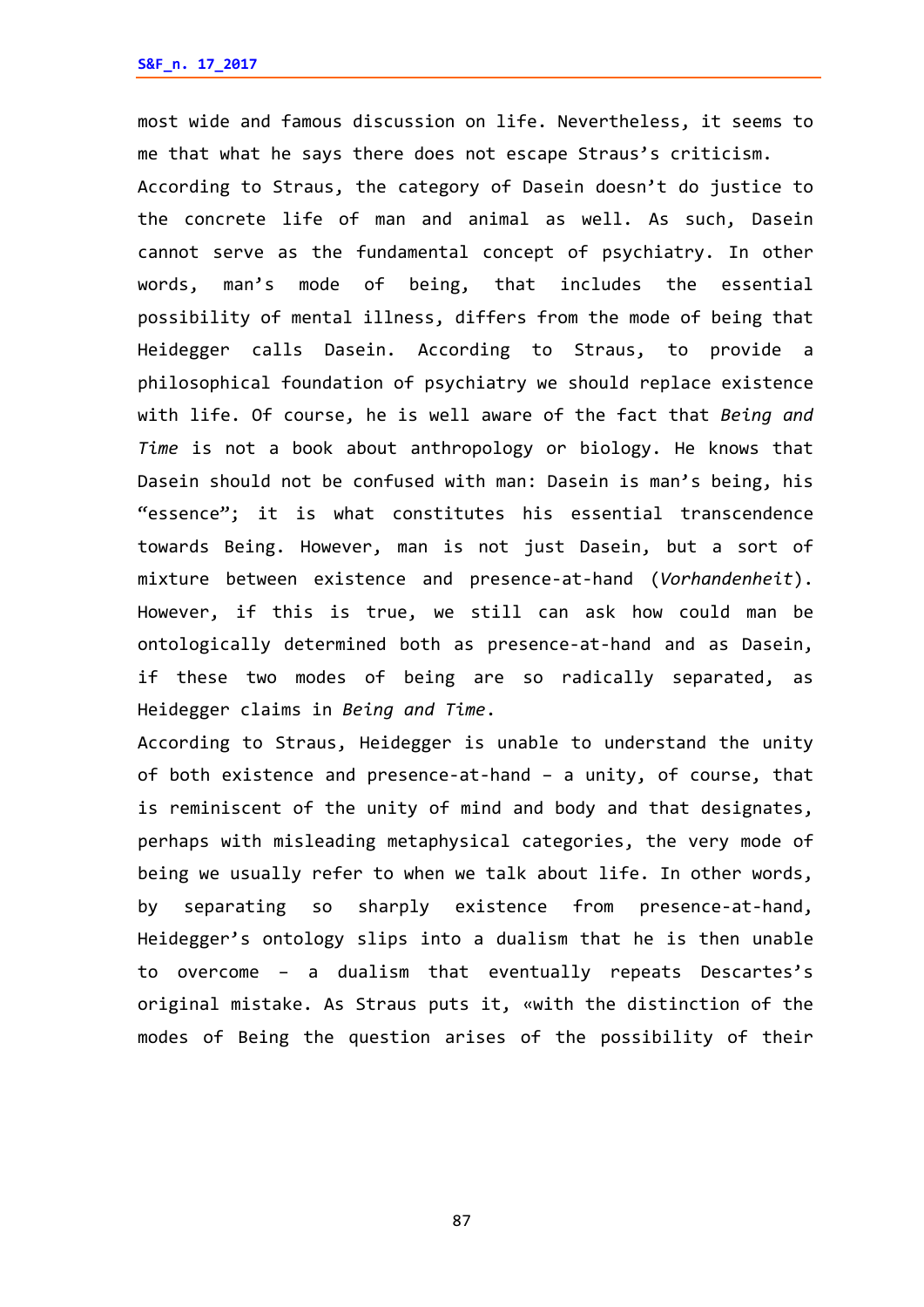most wide and famous discussion on life. Nevertheless, it seems to me that what he says there does not escape Straus's criticism.

According to Straus, the category of Dasein doesn't do justice to the concrete life of man and animal as well. As such, Dasein cannot serve as the fundamental concept of psychiatry. In other words, man's mode of being, that includes the essential possibility of mental illness, differs from the mode of being that Heidegger calls Dasein. According to Straus, to provide a philosophical foundation of psychiatry we should replace existence with life. Of course, he is well aware of the fact that *Being and Time* is not a book about anthropology or biology. He knows that Dasein should not be confused with man: Dasein is man's being, his "essence"; it is what constitutes his essential transcendence towards Being. However, man is not just Dasein, but a sort of mixture between existence and presence-at-hand (*Vorhandenheit*). However, if this is true, we still can ask how could man be ontologically determined both as presence-at-hand and as Dasein, if these two modes of being are so radically separated, as Heidegger claims in *Being and Time*.

According to Straus, Heidegger is unable to understand the unity of both existence and presence-at-hand – a unity, of course, that is reminiscent of the unity of mind and body and that designates, perhaps with misleading metaphysical categories, the very mode of being we usually refer to when we talk about life. In other words, by separating so sharply existence from presence-at-hand, Heidegger's ontology slips into a dualism that he is then unable to overcome – a dualism that eventually repeats Descartes's original mistake. As Straus puts it, «with the distinction of the modes of Being the question arises of the possibility of their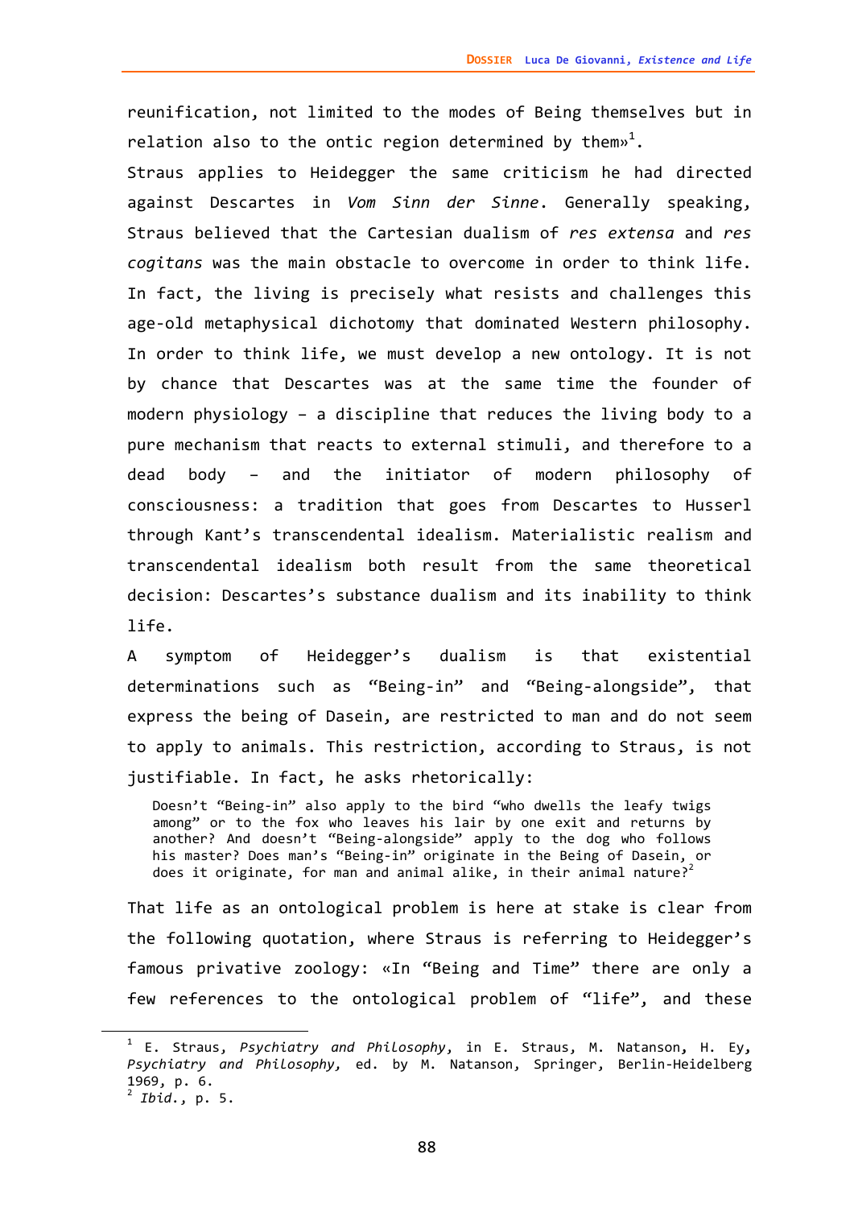reunification, not limited to the modes of Being themselves but in relation also to the ontic region determined by them»[1].

Straus applies to Heidegger the same criticism he had directed against Descartes in *Vom Sinn der Sinne*. Generally speaking, Straus believed that the Cartesian dualism of *res extensa* and *res cogitans* was the main obstacle to overcome in order to think life. In fact, the living is precisely what resists and challenges this age-old metaphysical dichotomy that dominated Western philosophy. In order to think life, we must develop a new ontology. It is not by chance that Descartes was at the same time the founder of modern physiology – a discipline that reduces the living body to a pure mechanism that reacts to external stimuli, and therefore to a dead body – and the initiator of modern philosophy of consciousness: a tradition that goes from Descartes to Husserl through Kant's transcendental idealism. Materialistic realism and transcendental idealism both result from the same theoretical decision: Descartes's substance dualism and its inability to think life.

A symptom of Heidegger's dualism is that existential determinations such as "Being-in" and "Being-alongside", that express the being of Dasein, are restricted to man and do not seem to apply to animals. This restriction, according to Straus, is not justifiable. In fact, he asks rhetorically:

> Doesn't "Being-in" also apply to the bird "who dwells the leafy twigs among" or to the fox who leaves his lair by one exit and returns by another? And doesn't "Being-alongside" apply to the dog who follows his master? Does man's "Being-in" originate in the Being of Dasein, or does it originate, for man and animal alike, in their animal nature?[2]

That life as an ontological problem is here at stake is clear from the following quotation, where Straus is referring to Heidegger's famous privative zoology: «In "Being and Time" there are only a few references to the ontological problem of "life", and these

---

[1] E. Straus, *Psychiatry and Philosophy*, in E. Straus, M. Natanson, H. Ey, *Psychiatry and Philosophy*, ed. by M. Natanson, Springer, Berlin-Heidelberg 1969, p. 6.

[2] *Ibid.*, p. 5.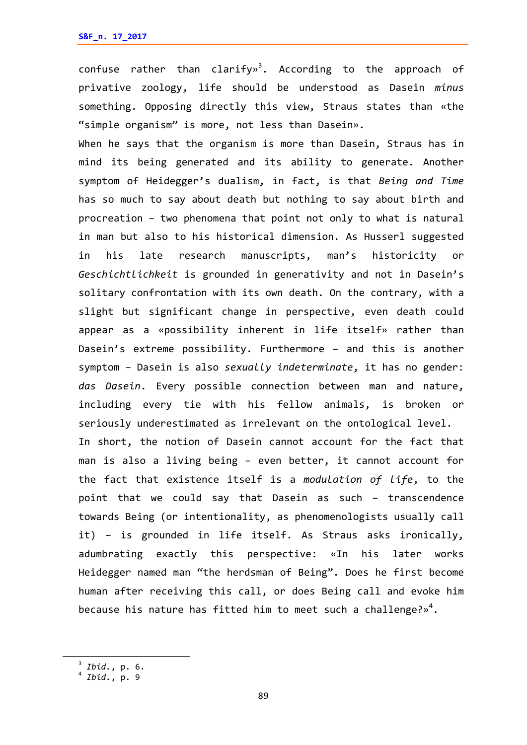confuse rather than clarify»[3]. According to the approach of privative zoology, life should be understood as Dasein *minus* something. Opposing directly this view, Straus states than «the "simple organism" is more, not less than Dasein».

When he says that the organism is more than Dasein, Straus has in mind its being generated and its ability to generate. Another symptom of Heidegger's dualism, in fact, is that *Being and Time* has so much to say about death but nothing to say about birth and procreation – two phenomena that point not only to what is natural in man but also to his historical dimension. As Husserl suggested in his late research manuscripts, man's historicity or *Geschichtlichkeit* is grounded in generativity and not in Dasein's solitary confrontation with its own death. On the contrary, with a slight but significant change in perspective, even death could appear as a «possibility inherent in life itself» rather than Dasein's extreme possibility. Furthermore – and this is another symptom – Dasein is also *sexually indeterminate*, it has no gender: *das Dasein*. Every possible connection between man and nature, including every tie with his fellow animals, is broken or seriously underestimated as irrelevant on the ontological level.

In short, the notion of Dasein cannot account for the fact that man is also a living being – even better, it cannot account for the fact that existence itself is a *modulation of life*, to the point that we could say that Dasein as such – transcendence towards Being (or intentionality, as phenomenologists usually call it) – is grounded in life itself. As Straus asks ironically, adumbrating exactly this perspective: «In his later works Heidegger named man "the herdsman of Being". Does he first become human after receiving this call, or does Being call and evoke him because his nature has fitted him to meet such a challenge?»[4].

---

[3] *Ibid.*, p. 6.
[4] *Ibid.*, p. 9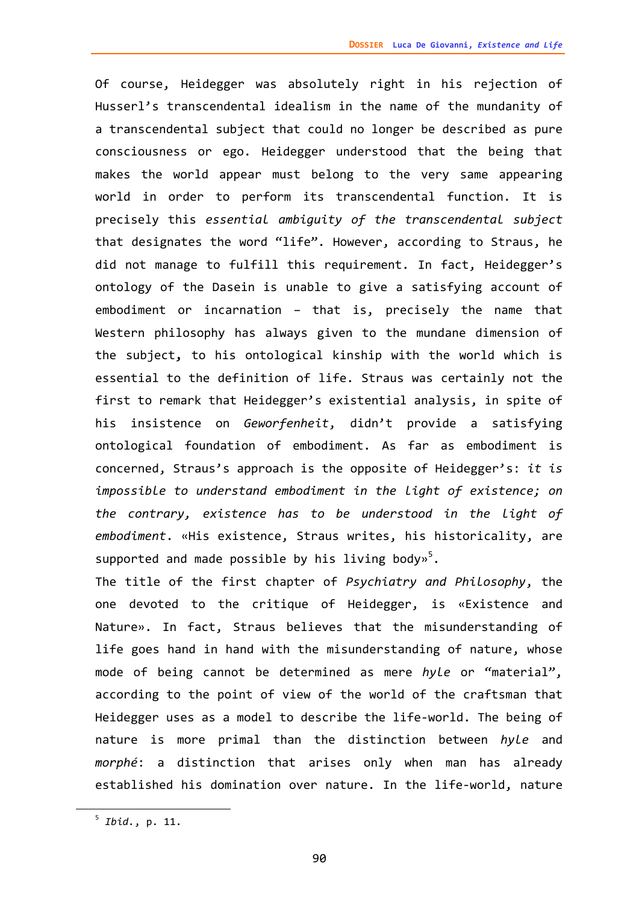Of course, Heidegger was absolutely right in his rejection of Husserl's transcendental idealism in the name of the mundanity of a transcendental subject that could no longer be described as pure consciousness or ego. Heidegger understood that the being that makes the world appear must belong to the very same appearing world in order to perform its transcendental function. It is precisely this *essential ambiguity of the transcendental subject* that designates the word "life". However, according to Straus, he did not manage to fulfill this requirement. In fact, Heidegger's ontology of the Dasein is unable to give a satisfying account of embodiment or incarnation – that is, precisely the name that Western philosophy has always given to the mundane dimension of the subject, to his ontological kinship with the world which is essential to the definition of life. Straus was certainly not the first to remark that Heidegger's existential analysis, in spite of his insistence on *Geworfenheit*, didn't provide a satisfying ontological foundation of embodiment. As far as embodiment is concerned, Straus's approach is the opposite of Heidegger's: *it is impossible to understand embodiment in the light of existence; on the contrary, existence has to be understood in the light of embodiment*. «His existence, Straus writes, his historicality, are supported and made possible by his living body»[5].

The title of the first chapter of *Psychiatry and Philosophy*, the one devoted to the critique of Heidegger, is «Existence and Nature». In fact, Straus believes that the misunderstanding of life goes hand in hand with the misunderstanding of nature, whose mode of being cannot be determined as mere *hyle* or "material", according to the point of view of the world of the craftsman that Heidegger uses as a model to describe the life-world. The being of nature is more primal than the distinction between *hyle* and *morphé*: a distinction that arises only when man has already established his domination over nature. In the life-world, nature

---

[5] *Ibid.*, p. 11.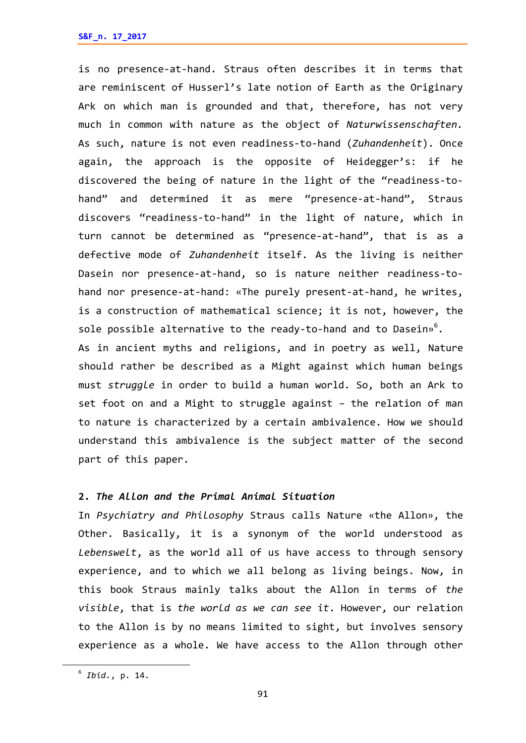is no presence-at-hand. Straus often describes it in terms that are reminiscent of Husserl's late notion of Earth as the Originary Ark on which man is grounded and that, therefore, has not very much in common with nature as the object of *Naturwissenschaften*. As such, nature is not even readiness-to-hand (*Zuhandenheit*). Once again, the approach is the opposite of Heidegger's: if he discovered the being of nature in the light of the "readiness-to-hand" and determined it as mere "presence-at-hand", Straus discovers "readiness-to-hand" in the light of nature, which in turn cannot be determined as "presence-at-hand", that is as a defective mode of *Zuhandenheit* itself. As the living is neither Dasein nor presence-at-hand, so is nature neither readiness-to-hand nor presence-at-hand: «The purely present-at-hand, he writes, is a construction of mathematical science; it is not, however, the sole possible alternative to the ready-to-hand and to Dasein»[6].

As in ancient myths and religions, and in poetry as well, Nature should rather be described as a Might against which human beings must *struggle* in order to build a human world. So, both an Ark to set foot on and a Might to struggle against – the relation of man to nature is characterized by a certain ambivalence. How we should understand this ambivalence is the subject matter of the second part of this paper.

## 2. *The Allon and the Primal Animal Situation*

In *Psychiatry and Philosophy* Straus calls Nature «the Allon», the Other. Basically, it is a synonym of the world understood as *Lebenswelt*, as the world all of us have access to through sensory experience, and to which we all belong as living beings. Now, in this book Straus mainly talks about the Allon in terms of *the visible*, that is *the world as we can see it*. However, our relation to the Allon is by no means limited to sight, but involves sensory experience as a whole. We have access to the Allon through other

[6] *Ibid.*, p. 14.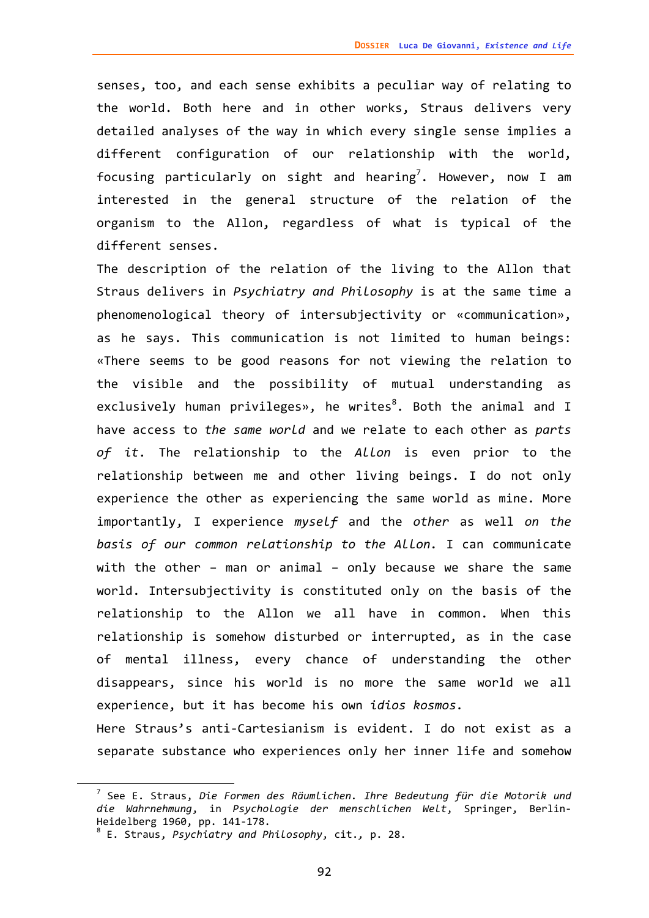senses, too, and each sense exhibits a peculiar way of relating to the world. Both here and in other works, Straus delivers very detailed analyses of the way in which every single sense implies a different configuration of our relationship with the world, focusing particularly on sight and hearing[7]. However, now I am interested in the general structure of the relation of the organism to the Allon, regardless of what is typical of the different senses.

The description of the relation of the living to the Allon that Straus delivers in *Psychiatry and Philosophy* is at the same time a phenomenological theory of intersubjectivity or «communication», as he says. This communication is not limited to human beings: «There seems to be good reasons for not viewing the relation to the visible and the possibility of mutual understanding as exclusively human privileges», he writes[8]. Both the animal and I have access to *the same world* and we relate to each other as *parts of it*. The relationship to the *Allon* is even prior to the relationship between me and other living beings. I do not only experience the other as experiencing the same world as mine. More importantly, I experience *myself* and the *other* as well *on the basis of our common relationship to the Allon*. I can communicate with the other – man or animal – only because we share the same world. Intersubjectivity is constituted only on the basis of the relationship to the Allon we all have in common. When this relationship is somehow disturbed or interrupted, as in the case of mental illness, every chance of understanding the other disappears, since his world is no more the same world we all experience, but it has become his own *idios kosmos*.

Here Straus's anti-Cartesianism is evident. I do not exist as a separate substance who experiences only her inner life and somehow

---

[7] See E. Straus, *Die Formen des Räumlichen. Ihre Bedeutung für die Motorik und die Wahrnehmung*, in *Psychologie der menschlichen Welt*, Springer, Berlin-Heidelberg 1960, pp. 141-178.

[8] E. Straus, *Psychiatry and Philosophy*, cit., p. 28.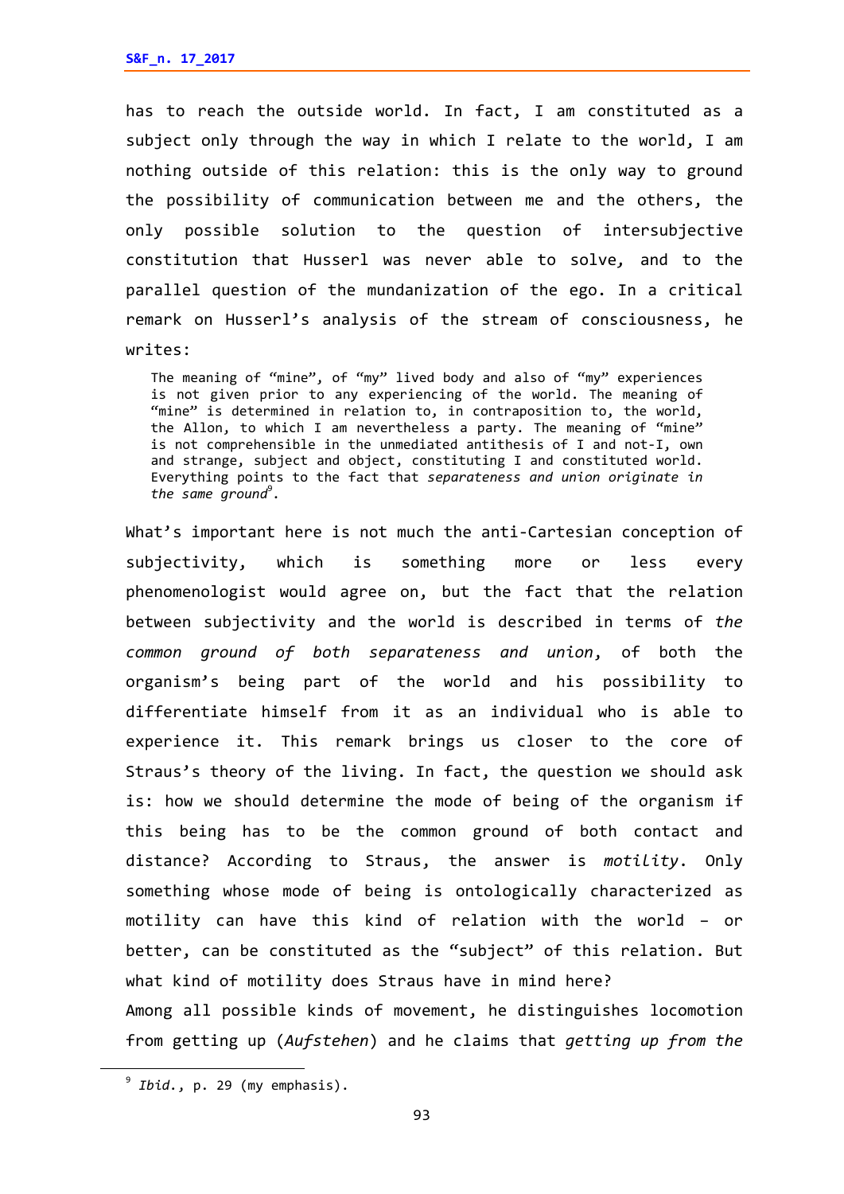has to reach the outside world. In fact, I am constituted as a subject only through the way in which I relate to the world, I am nothing outside of this relation: this is the only way to ground the possibility of communication between me and the others, the only possible solution to the question of intersubjective constitution that Husserl was never able to solve, and to the parallel question of the mundanization of the ego. In a critical remark on Husserl's analysis of the stream of consciousness, he writes:

> The meaning of "mine", of "my" lived body and also of "my" experiences is not given prior to any experiencing of the world. The meaning of "mine" is determined in relation to, in contraposition to, the world, the Allon, to which I am nevertheless a party. The meaning of "mine" is not comprehensible in the unmediated antithesis of I and not-I, own and strange, subject and object, constituting I and constituted world. Everything points to the fact that *separateness and union originate in the same ground*[9].

What's important here is not much the anti-Cartesian conception of subjectivity, which is something more or less every phenomenologist would agree on, but the fact that the relation between subjectivity and the world is described in terms of *the common ground of both separateness and union*, of both the organism's being part of the world and his possibility to differentiate himself from it as an individual who is able to experience it. This remark brings us closer to the core of Straus's theory of the living. In fact, the question we should ask is: how we should determine the mode of being of the organism if this being has to be the common ground of both contact and distance? According to Straus, the answer is *motility*. Only something whose mode of being is ontologically characterized as motility can have this kind of relation with the world – or better, can be constituted as the "subject" of this relation. But what kind of motility does Straus have in mind here?

Among all possible kinds of movement, he distinguishes locomotion from getting up (*Aufstehen*) and he claims that *getting up from the*

---

[9] *Ibid.*, p. 29 (my emphasis).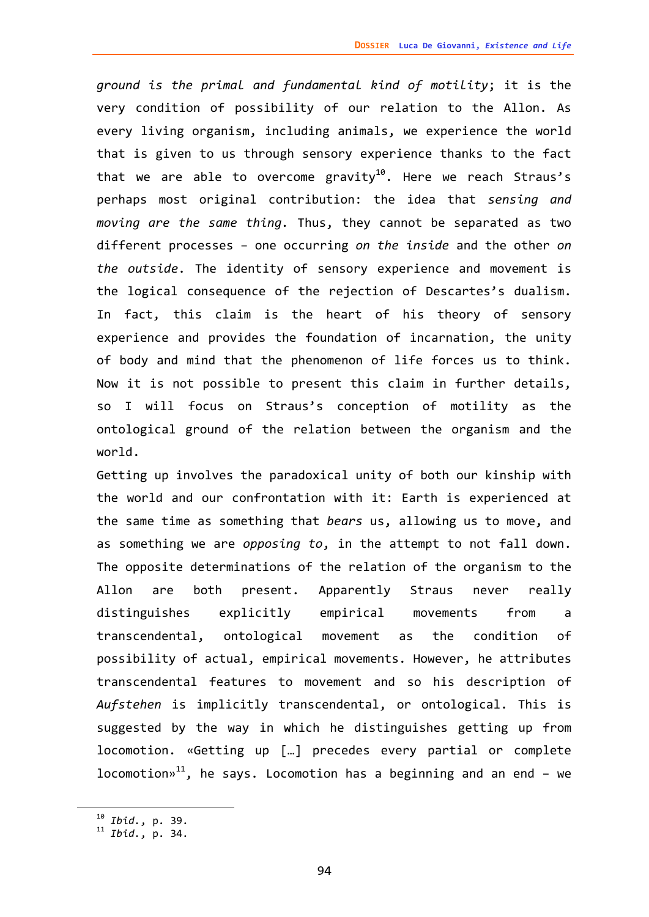*ground is the primal and fundamental kind of motility*; it is the very condition of possibility of our relation to the Allon. As every living organism, including animals, we experience the world that is given to us through sensory experience thanks to the fact that we are able to overcome gravity[10]. Here we reach Straus's perhaps most original contribution: the idea that *sensing and moving are the same thing*. Thus, they cannot be separated as two different processes – one occurring *on the inside* and the other *on the outside*. The identity of sensory experience and movement is the logical consequence of the rejection of Descartes's dualism. In fact, this claim is the heart of his theory of sensory experience and provides the foundation of incarnation, the unity of body and mind that the phenomenon of life forces us to think. Now it is not possible to present this claim in further details, so I will focus on Straus's conception of motility as the ontological ground of the relation between the organism and the world.

Getting up involves the paradoxical unity of both our kinship with the world and our confrontation with it: Earth is experienced at the same time as something that *bears* us, allowing us to move, and as something we are *opposing to*, in the attempt to not fall down. The opposite determinations of the relation of the organism to the Allon are both present. Apparently Straus never really distinguishes explicitly empirical movements from a transcendental, ontological movement as the condition of possibility of actual, empirical movements. However, he attributes transcendental features to movement and so his description of *Aufstehen* is implicitly transcendental, or ontological. This is suggested by the way in which he distinguishes getting up from locomotion. «Getting up […] precedes every partial or complete locomotion»[11], he says. Locomotion has a beginning and an end – we

---

[10] *Ibid.*, p. 39.
[11] *Ibid.*, p. 34.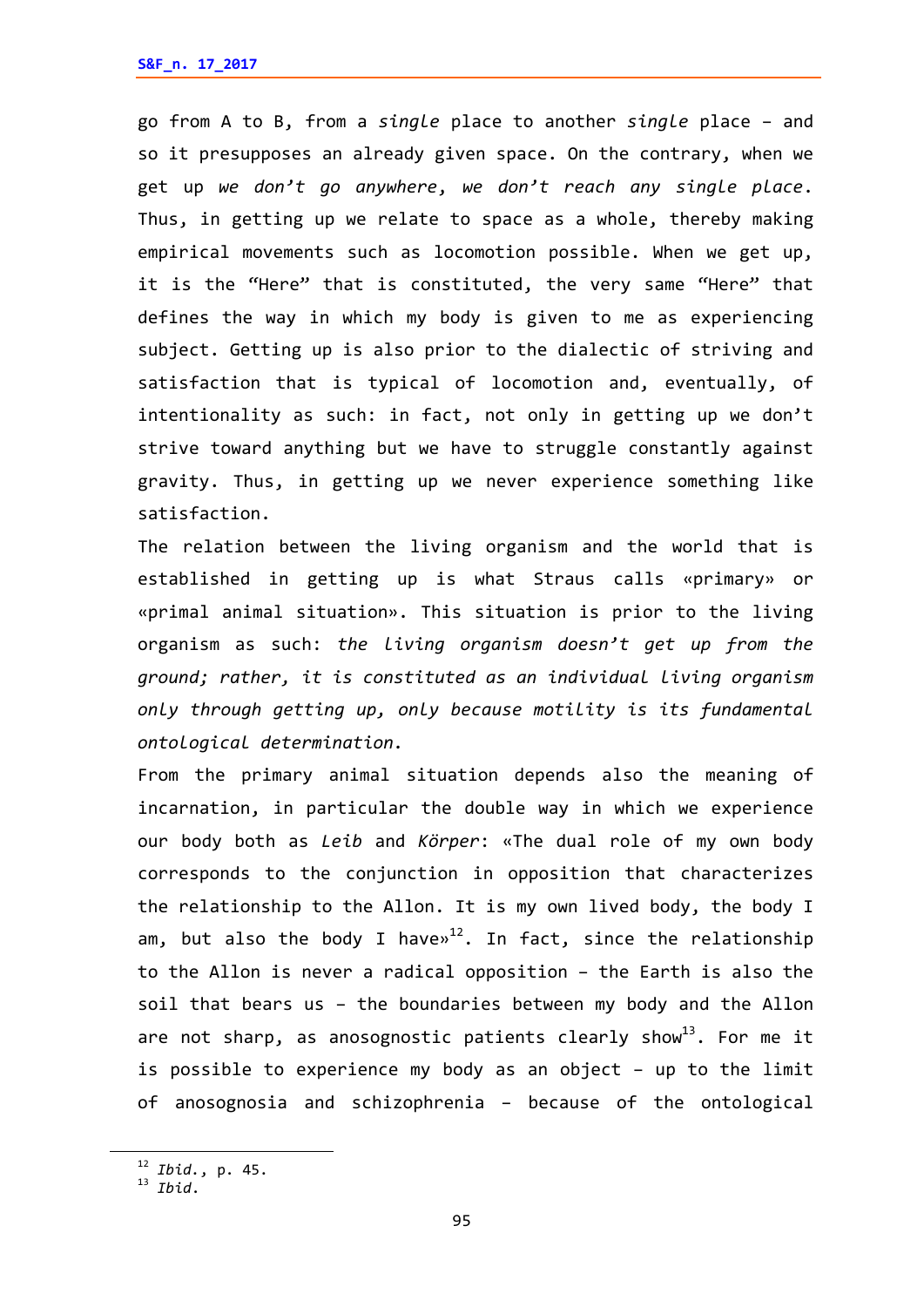go from A to B, from a *single* place to another *single* place – and so it presupposes an already given space. On the contrary, when we get up *we don't go anywhere*, *we don't reach any single place*. Thus, in getting up we relate to space as a whole, thereby making empirical movements such as locomotion possible. When we get up, it is the "Here" that is constituted, the very same "Here" that defines the way in which my body is given to me as experiencing subject. Getting up is also prior to the dialectic of striving and satisfaction that is typical of locomotion and, eventually, of intentionality as such: in fact, not only in getting up we don't strive toward anything but we have to struggle constantly against gravity. Thus, in getting up we never experience something like satisfaction.

The relation between the living organism and the world that is established in getting up is what Straus calls «primary» or «primal animal situation». This situation is prior to the living organism as such: *the living organism doesn't get up from the ground; rather, it is constituted as an individual living organism only through getting up, only because motility is its fundamental ontological determination*.

From the primary animal situation depends also the meaning of incarnation, in particular the double way in which we experience our body both as *Leib* and *Körper*: «The dual role of my own body corresponds to the conjunction in opposition that characterizes the relationship to the Allon. It is my own lived body, the body I am, but also the body I have»[12]. In fact, since the relationship to the Allon is never a radical opposition – the Earth is also the soil that bears us – the boundaries between my body and the Allon are not sharp, as anosognostic patients clearly show[13]. For me it is possible to experience my body as an object – up to the limit of anosognosia and schizophrenia – because of the ontological

[12] *Ibid.*, p. 45.
[13] *Ibid.*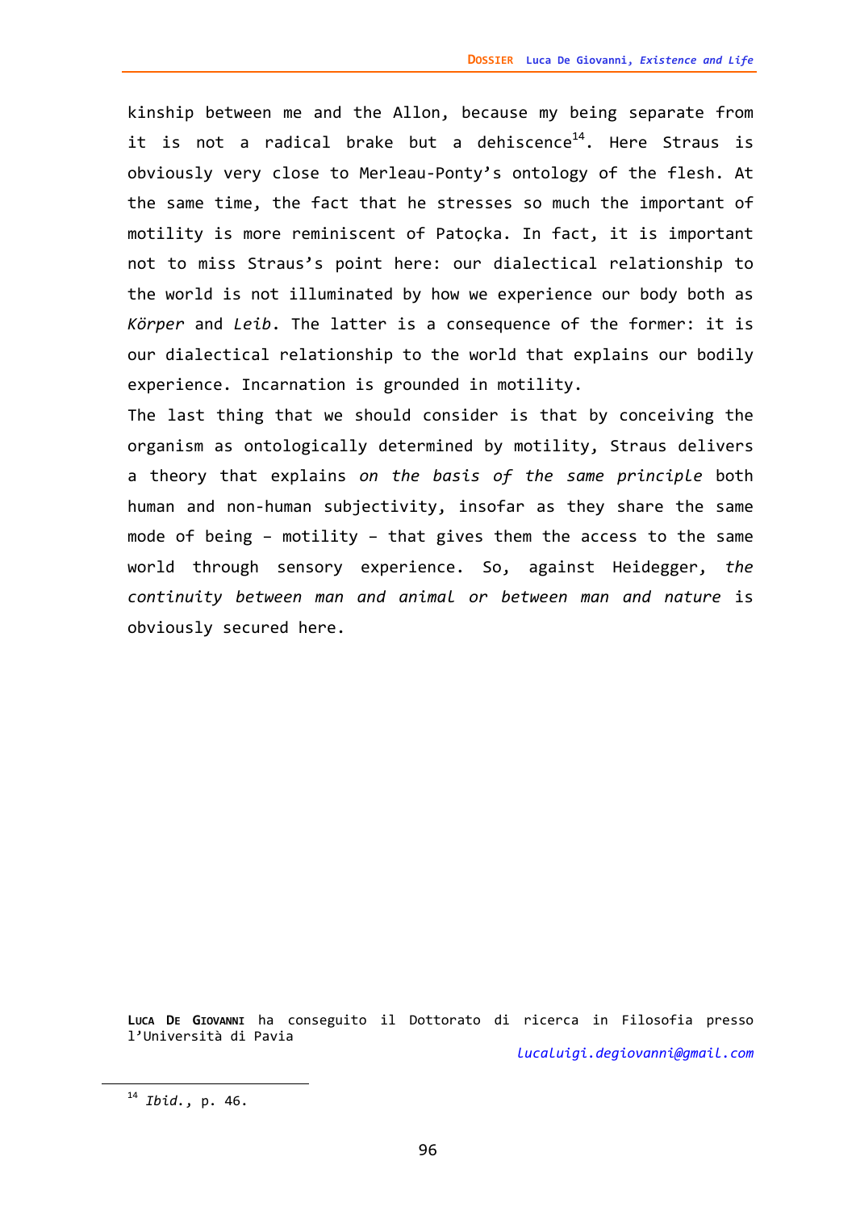kinship between me and the Allon, because my being separate from it is not a radical brake but a dehiscence[14]. Here Straus is obviously very close to Merleau-Ponty's ontology of the flesh. At the same time, the fact that he stresses so much the important of motility is more reminiscent of Patoçka. In fact, it is important not to miss Straus's point here: our dialectical relationship to the world is not illuminated by how we experience our body both as *Körper* and *Leib*. The latter is a consequence of the former: it is our dialectical relationship to the world that explains our bodily experience. Incarnation is grounded in motility.

The last thing that we should consider is that by conceiving the organism as ontologically determined by motility, Straus delivers a theory that explains *on the basis of the same principle* both human and non-human subjectivity, insofar as they share the same mode of being – motility – that gives them the access to the same world through sensory experience. So, against Heidegger, *the continuity between man and animal or between man and nature* is obviously secured here.

**Luca De Giovanni** ha conseguito il Dottorato di ricerca in Filosofia presso l'Università di Pavia

*lucaluigi.degiovanni@gmail.com*

---

[14] *Ibid.*, p. 46.